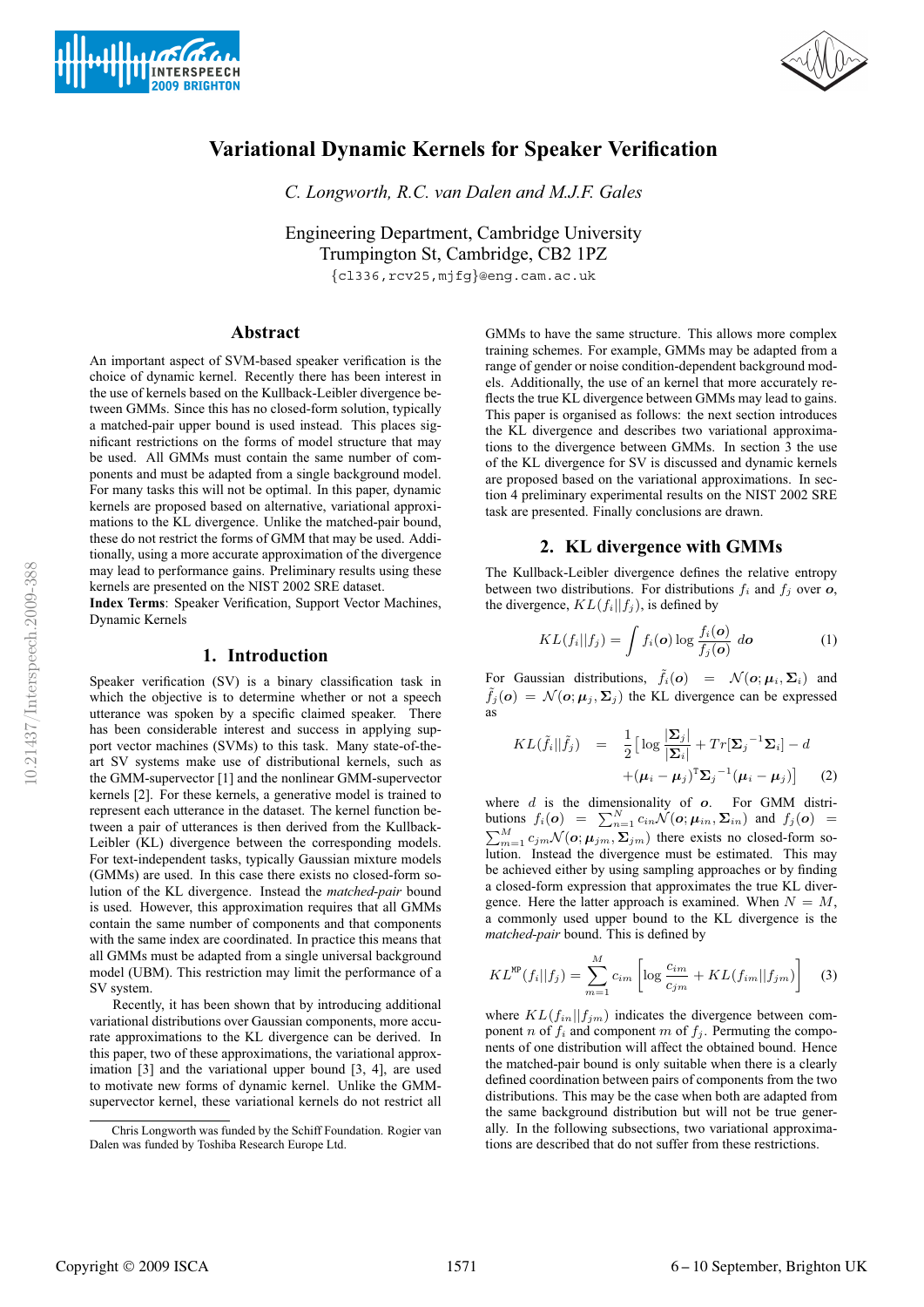# Variational Dynamic Kernels for Speaker Verification

*C. Longworth, R.C. van Dalen and M.J.F. Gales*

Engineering Department, Cambridge University
Trumpington St, Cambridge, CB2 1PZ
{cl336,rcv25,mjfg}@eng.cam.ac.uk

## Abstract

An important aspect of SVM-based speaker verification is the choice of dynamic kernel. Recently there has been interest in the use of kernels based on the Kullback-Leibler divergence between GMMs. Since this has no closed-form solution, typically a matched-pair upper bound is used instead. This places significant restrictions on the forms of model structure that may be used. All GMMs must contain the same number of components and must be adapted from a single background model. For many tasks this will not be optimal. In this paper, dynamic kernels are proposed based on alternative, variational approximations to the KL divergence. Unlike the matched-pair bound, these do not restrict the forms of GMM that may be used. Additionally, using a more accurate approximation of the divergence may lead to performance gains. Preliminary results using these kernels are presented on the NIST 2002 SRE dataset.

**Index Terms**: Speaker Verification, Support Vector Machines, Dynamic Kernels

## 1. Introduction

Speaker verification (SV) is a binary classification task in which the objective is to determine whether or not a speech utterance was spoken by a specific claimed speaker. There has been considerable interest and success in applying support vector machines (SVMs) to this task. Many state-of-the-art SV systems make use of distributional kernels, such as the GMM-supervector [1] and the nonlinear GMM-supervector kernels [2]. For these kernels, a generative model is trained to represent each utterance in the dataset. The kernel function between a pair of utterances is then derived from the Kullback-Leibler (KL) divergence between the corresponding models. For text-independent tasks, typically Gaussian mixture models (GMMs) are used. In this case there exists no closed-form solution of the KL divergence. Instead the *matched-pair* bound is used. However, this approximation requires that all GMMs contain the same number of components and that components with the same index are coordinated. In practice this means that all GMMs must be adapted from a single universal background model (UBM). This restriction may limit the performance of a SV system.

Recently, it has been shown that by introducing additional variational distributions over Gaussian components, more accurate approximations to the KL divergence can be derived. In this paper, two of these approximations, the variational approximation [3] and the variational upper bound [3, 4], are used to motivate new forms of dynamic kernel. Unlike the GMM-supervector kernel, these variational kernels do not restrict all GMMs to have the same structure. This allows more complex training schemes. For example, GMMs may be adapted from a range of gender or noise condition-dependent background models. Additionally, the use of an kernel that more accurately reflects the true KL divergence between GMMs may lead to gains. This paper is organised as follows: the next section introduces the KL divergence and describes two variational approximations to the divergence between GMMs. In section 3 the use of the KL divergence for SV is discussed and dynamic kernels are proposed based on the variational approximations. In section 4 preliminary experimental results on the NIST 2002 SRE task are presented. Finally conclusions are drawn.

## 2. KL divergence with GMMs

The Kullback-Leibler divergence defines the relative entropy between two distributions. For distributions $f_i$ and $f_j$ over $\boldsymbol{o}$, the divergence, $KL(f_i||f_j)$, is defined by

$$KL(f_i||f_j) = \int f_i(\boldsymbol{o}) \log \frac{f_i(\boldsymbol{o})}{f_j(\boldsymbol{o})} \, d\boldsymbol{o} \tag{1}$$

For Gaussian distributions, $\tilde{f}_i(\boldsymbol{o}) = \mathcal{N}(\boldsymbol{o}; \boldsymbol{\mu}_i, \boldsymbol{\Sigma}_i)$ and $\tilde{f}_j(\boldsymbol{o}) = \mathcal{N}(\boldsymbol{o}; \boldsymbol{\mu}_j, \boldsymbol{\Sigma}_j)$ the KL divergence can be expressed as

$$\begin{aligned} KL(\tilde{f}_i||\tilde{f}_j) &= \frac{1}{2}\Big[\log\frac{|\boldsymbol{\Sigma}_j|}{|\boldsymbol{\Sigma}_i|} + Tr[\boldsymbol{\Sigma}_j^{-1}\boldsymbol{\Sigma}_i] - d \\ &\quad + (\boldsymbol{\mu}_i - \boldsymbol{\mu}_j)^{\mathsf{T}}\boldsymbol{\Sigma}_j^{-1}(\boldsymbol{\mu}_i - \boldsymbol{\mu}_j)\Big] \end{aligned} \tag{2}$$

where $d$ is the dimensionality of $\boldsymbol{o}$. For GMM distributions $f_i(\boldsymbol{o}) = \sum_{n=1}^{N} c_{in}\mathcal{N}(\boldsymbol{o}; \boldsymbol{\mu}_{in}, \boldsymbol{\Sigma}_{in})$ and $f_j(\boldsymbol{o}) = \sum_{m=1}^{M} c_{jm}\mathcal{N}(\boldsymbol{o}; \boldsymbol{\mu}_{jm}, \boldsymbol{\Sigma}_{jm})$ there exists no closed-form solution. Instead the divergence must be estimated. This may be achieved either by using sampling approaches or by finding a closed-form expression that approximates the true KL divergence. Here the latter approach is examined. When $N = M$, a commonly used upper bound to the KL divergence is the *matched-pair* bound. This is defined by

$$KL^{\text{MP}}(f_i||f_j) = \sum_{m=1}^{M} c_{im}\left[\log\frac{c_{im}}{c_{jm}} + KL(f_{im}||f_{jm})\right] \tag{3}$$

where $KL(f_{in}||f_{jm})$ indicates the divergence between component $n$ of $f_i$ and component $m$ of $f_j$. Permuting the components of one distribution will affect the obtained bound. Hence the matched-pair bound is only suitable when there is a clearly defined coordination between pairs of components from the two distributions. This may be the case when both are adapted from the same background distribution but will not be true generally. In the following subsections, two variational approximations are described that do not suffer from these restrictions.

Chris Longworth was funded by the Schiff Foundation. Rogier van Dalen was funded by Toshiba Research Europe Ltd.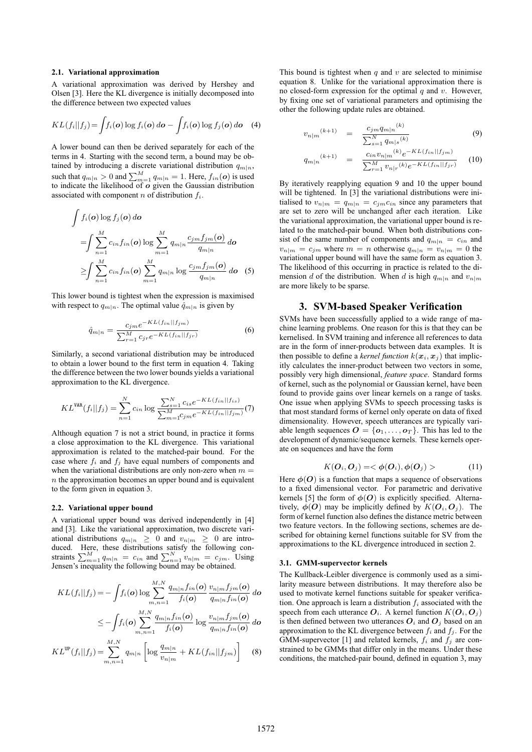### 2.1. Variational approximation

A variational approximation was derived by Hershey and Olsen [3]. Here the KL divergence is initially decomposed into the difference between two expected values

$$KL(f_i||f_j) = \int f_i(\boldsymbol{o}) \log f_i(\boldsymbol{o})\, d\boldsymbol{o} - \int f_i(\boldsymbol{o}) \log f_j(\boldsymbol{o})\, d\boldsymbol{o} \quad (4)$$

A lower bound can then be derived separately for each of the terms in 4. Starting with the second term, a bound may be obtained by introducing a discrete variational distribution $q_{m|n}$, such that $q_{m|n} > 0$ and $\sum_{m=1}^{M} q_{m|n} = 1$. Here, $f_{in}(\boldsymbol{o})$ is used to indicate the likelihood of $\boldsymbol{o}$ given the Gaussian distribution associated with component $n$ of distribution $f_i$.

$$\begin{aligned}
&\int f_i(\boldsymbol{o}) \log f_j(\boldsymbol{o})\, d\boldsymbol{o} \\
&= \int \sum_{n=1}^{M} c_{in} f_{in}(\boldsymbol{o}) \log \sum_{m=1}^{M} q_{m|n} \frac{c_{jm} f_{jm}(\boldsymbol{o})}{q_{m|n}}\, d\boldsymbol{o} \\
&\geq \int \sum_{n=1}^{M} c_{in} f_{in}(\boldsymbol{o}) \sum_{m=1}^{M} q_{m|n} \log \frac{c_{jm} f_{jm}(\boldsymbol{o})}{q_{m|n}}\, d\boldsymbol{o} \quad (5)
\end{aligned}$$

This lower bound is tightest when the expression is maximised with respect to $q_{m|n}$. The optimal value $\hat{q}_{m|n}$ is given by

$$\hat{q}_{m|n} = \frac{c_{jm} e^{-KL(f_{in}||f_{jm})}}{\sum_{r=1}^{M} c_{jr} e^{-KL(f_{in}||f_{jr})}} \quad (6)$$

Similarly, a second variational distribution may be introduced to obtain a lower bound to the first term in equation 4. Taking the difference between the two lower bounds yields a variational approximation to the KL divergence.

$$KL^{\texttt{VAR}}(f_i||f_j) = \sum_{n=1}^{N} c_{in} \log \frac{\sum_{s=1}^{N} c_{is} e^{-KL(f_{in}||f_{is})}}{\sum_{m=1}^{M} c_{jm} e^{-KL(f_{in}||f_{jm})}} \quad (7)$$

Although equation 7 is not a strict bound, in practice it forms a close approximation to the KL divergence. This variational approximation is related to the matched-pair bound. For the case where $f_i$ and $f_j$ have equal numbers of components and when the variational distributions are only non-zero when $m = n$ the approximation becomes an upper bound and is equivalent to the form given in equation 3.

### 2.2. Variational upper bound

A variational upper bound was derived independently in [4] and [3]. Like the variational approximation, two discrete variational distributions $q_{m|n} \geq 0$ and $v_{n|m} \geq 0$ are introduced. Here, these distributions satisfy the following constraints $\sum_{m=1}^{M} q_{m|n} = c_{in}$ and $\sum_{n=1}^{N} v_{n|m} = c_{jm}$. Using Jensen's inequality the following bound may be obtained.

$$\begin{aligned}
KL(f_i||f_j) &= -\int f_i(\boldsymbol{o}) \log \sum_{m,n=1}^{M,N} \frac{q_{m|n} f_{in}(\boldsymbol{o})}{f_i(\boldsymbol{o})} \frac{v_{n|m} f_{jm}(\boldsymbol{o})}{q_{m|n} f_{in}(\boldsymbol{o})}\, d\boldsymbol{o} \\
&\leq -\int f_i(\boldsymbol{o}) \sum_{m,n=1}^{M,N} \frac{q_{m|n} f_{in}(\boldsymbol{o})}{f_i(\boldsymbol{o})} \log \frac{v_{n|m} f_{jm}(\boldsymbol{o})}{q_{m|n} f_{in}(\boldsymbol{o})}\, d\boldsymbol{o} \\
KL^{\texttt{UP}}(f_i||f_j) &= \sum_{m,n=1}^{M,N} q_{m|n} \left[ \log \frac{q_{m|n}}{v_{n|m}} + KL(f_{in}||f_{jm}) \right] \quad (8)
\end{aligned}$$

This bound is tightest when $q$ and $v$ are selected to minimise equation 8. Unlike for the variational approximation there is no closed-form expression for the optimal $q$ and $v$. However, by fixing one set of variational parameters and optimising the other the following update rules are obtained.

$$v_{n|m}^{(k+1)} = \frac{c_{jm} q_{m|n}^{(k)}}{\sum_{s=1}^{N} q_{m|s}^{(k)}} \quad (9)$$

$$q_{m|n}^{(k+1)} = \frac{c_{in} v_{n|m}^{(k)} e^{-KL(f_{in}||f_{jm})}}{\sum_{r=1}^{M} v_{n|r}^{(k)} e^{-KL(f_{in}||f_{jr})}} \quad (10)$$

By iteratively reapplying equation 9 and 10 the upper bound will be tightened. In [3] the variational distributions were initialised to $v_{n|m} = q_{m|n} = c_{jm} c_{in}$ since any parameters that are set to zero will be unchanged after each iteration. Like the variational approximation, the variational upper bound is related to the matched-pair bound. When both distributions consist of the same number of components and $q_{m|n} = c_{in}$ and $v_{n|m} = c_{jm}$ where $m = n$ otherwise $q_{m|n} = v_{n|m} = 0$ the variational upper bound will have the same form as equation 3. The likelihood of this occurring in practice is related to the dimension $d$ of the distribution. When $d$ is high $q_{m|n}$ and $v_{n|m}$ are more likely to be sparse.

## 3. SVM-based Speaker Verification

SVMs have been successfully applied to a wide range of machine learning problems. One reason for this is that they can be kernelised. In SVM training and inference all references to data are in the form of inner-products between data examples. It is then possible to define a *kernel function* $k(\boldsymbol{x}_i, \boldsymbol{x}_j)$ that implicitly calculates the inner-product between two vectors in some, possibly very high dimensional, *feature space*. Standard forms of kernel, such as the polynomial or Gaussian kernel, have been found to provide gains over linear kernels on a range of tasks. One issue when applying SVMs to speech processing tasks is that most standard forms of kernel only operate on data of fixed dimensionality. However, speech utterances are typically variable length sequences $\boldsymbol{O} = \{\boldsymbol{o}_1, \ldots, \boldsymbol{o}_T\}$. This has led to the development of dynamic/sequence kernels. These kernels operate on sequences and have the form

$$K(\boldsymbol{O}_i, \boldsymbol{O}_j) = <\boldsymbol{\phi}(\boldsymbol{O}_i), \boldsymbol{\phi}(\boldsymbol{O}_j)> \quad (11)$$

Here $\boldsymbol{\phi}(\boldsymbol{O})$ is a function that maps a sequence of observations to a fixed dimensional vector. For parametric and derivative kernels [5] the form of $\boldsymbol{\phi}(\boldsymbol{O})$ is explicitly specified. Alternatively, $\boldsymbol{\phi}(\boldsymbol{O})$ may be implicitly defined by $K(\boldsymbol{O}_i, \boldsymbol{O}_j)$. The form of kernel function also defines the distance metric between two feature vectors. In the following sections, schemes are described for obtaining kernel functions suitable for SV from the approximations to the KL divergence introduced in section 2.

### 3.1. GMM-supervector kernels

The Kullback-Leibler divergence is commonly used as a similarity measure between distributions. It may therefore also be used to motivate kernel functions suitable for speaker verification. One approach is learn a distribution $f_i$ associated with the speech from each utterance $\boldsymbol{O}_i$. A kernel function $K(\boldsymbol{O}_i, \boldsymbol{O}_j)$ is then defined between two utterances $\boldsymbol{O}_i$ and $\boldsymbol{O}_j$ based on an approximation to the KL divergence between $f_i$ and $f_j$. For the GMM-supervector [1] and related kernels, $f_i$ and $f_j$ are constrained to be GMMs that differ only in the means. Under these conditions, the matched-pair bound, defined in equation 3, may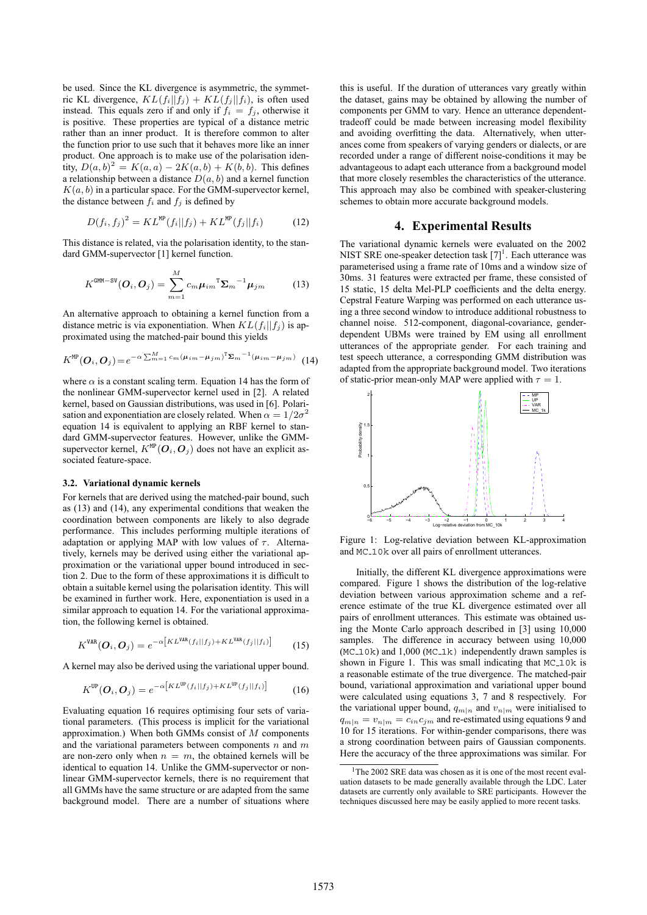be used. Since the KL divergence is asymmetric, the symmetric KL divergence, $KL(f_i||f_j) + KL(f_j||f_i)$, is often used instead. This equals zero if and only if $f_i = f_j$, otherwise it is positive. These properties are typical of a distance metric rather than an inner product. It is therefore common to alter the function prior to use such that it behaves more like an inner product. One approach is to make use of the polarisation identity, $D(a,b)^2 = K(a,a) - 2K(a,b) + K(b,b)$. This defines a relationship between a distance $D(a,b)$ and a kernel function $K(a,b)$ in a particular space. For the GMM-supervector kernel, the distance between $f_i$ and $f_j$ is defined by

$$D(f_i, f_j)^2 = KL^{\text{MP}}(f_i||f_j) + KL^{\text{MP}}(f_j||f_i) \tag{12}$$

This distance is related, via the polarisation identity, to the standard GMM-supervector [1] kernel function.

$$K^{\text{GMM-SV}}(\boldsymbol{O}_i, \boldsymbol{O}_j) = \sum_{m=1}^{M} c_m \boldsymbol{\mu}_{im}^{\mathsf{T}} \boldsymbol{\Sigma}_m^{-1} \boldsymbol{\mu}_{jm} \tag{13}$$

An alternative approach to obtaining a kernel function from a distance metric is via exponentiation. When $KL(f_i||f_j)$ is approximated using the matched-pair bound this yields

$$K^{\text{MP}}(\boldsymbol{O}_i, \boldsymbol{O}_j) = e^{-\alpha \sum_{m=1}^{M} c_m (\boldsymbol{\mu}_{im} - \boldsymbol{\mu}_{jm})^{\mathsf{T}} \boldsymbol{\Sigma}_m^{-1} (\boldsymbol{\mu}_{im} - \boldsymbol{\mu}_{jm})} \tag{14}$$

where $\alpha$ is a constant scaling term. Equation 14 has the form of the nonlinear GMM-supervector kernel used in [2]. A related kernel, based on Gaussian distributions, was used in [6]. Polarisation and exponentiation are closely related. When $\alpha = 1/2\sigma^2$ equation 14 is equivalent to applying an RBF kernel to standard GMM-supervector features. However, unlike the GMM-supervector kernel, $K^{\text{MP}}(\boldsymbol{O}_i, \boldsymbol{O}_j)$ does not have an explicit associated feature-space.

### 3.2. Variational dynamic kernels

For kernels that are derived using the matched-pair bound, such as (13) and (14), any experimental conditions that weaken the coordination between components are likely to also degrade performance. This includes performing multiple iterations of adaptation or applying MAP with low values of $\tau$. Alternatively, kernels may be derived using either the variational approximation or the variational upper bound introduced in section 2. Due to the form of these approximations it is difficult to obtain a suitable kernel using the polarisation identity. This will be examined in further work. Here, exponentiation is used in a similar approach to equation 14. For the variational approximation, the following kernel is obtained.

$$K^{\text{VAR}}(\boldsymbol{O}_i, \boldsymbol{O}_j) = e^{-\alpha\left[KL^{\text{VAR}}(f_i||f_j) + KL^{\text{VAR}}(f_j||f_i)\right]} \tag{15}$$

A kernel may also be derived using the variational upper bound.

$$K^{\text{UP}}(\boldsymbol{O}_i, \boldsymbol{O}_j) = e^{-\alpha\left[KL^{\text{UP}}(f_i||f_j) + KL^{\text{UP}}(f_j||f_i)\right]} \tag{16}$$

Evaluating equation 16 requires optimising four sets of variational parameters. (This process is implicit for the variational approximation.) When both GMMs consist of $M$ components and the variational parameters between components $n$ and $m$ are non-zero only when $n = m$, the obtained kernels will be identical to equation 14. Unlike the GMM-supervector or nonlinear GMM-supervector kernels, there is no requirement that all GMMs have the same structure or are adapted from the same background model. There are a number of situations where this is useful. If the duration of utterances vary greatly within the dataset, gains may be obtained by allowing the number of components per GMM to vary. Hence an utterance dependent-tradeoff could be made between increasing model flexibility and avoiding overfitting the data. Alternatively, when utterances come from speakers of varying genders or dialects, or are recorded under a range of different noise-conditions it may be advantageous to adapt each utterance from a background model that more closely resembles the characteristics of the utterance. This approach may also be combined with speaker-clustering schemes to obtain more accurate background models.

## 4. Experimental Results

The variational dynamic kernels were evaluated on the 2002 NIST SRE one-speaker detection task [7][1]. Each utterance was parameterised using a frame rate of 10ms and a window size of 30ms. 31 features were extracted per frame, these consisted of 15 static, 15 delta Mel-PLP coefficients and the delta energy. Cepstral Feature Warping was performed on each utterance using a three second window to introduce additional robustness to channel noise. 512-component, diagonal-covariance, gender-dependent UBMs were trained by EM using all enrollment utterances of the appropriate gender. For each training and test speech utterance, a corresponding GMM distribution was adapted from the appropriate background model. Two iterations of static-prior mean-only MAP were applied with $\tau = 1$.

Figure 1: Log-relative deviation between KL-approximation and MC_10k over all pairs of enrollment utterances.

Initially, the different KL divergence approximations were compared. Figure 1 shows the distribution of the log-relative deviation between various approximation scheme and a reference estimate of the true KL divergence estimated over all pairs of enrollment utterances. This estimate was obtained using the Monte Carlo approach described in [3] using 10,000 samples. The difference in accuracy between using 10,000 (MC_10k) and 1,000 (MC_1k) independently drawn samples is shown in Figure 1. This was small indicating that MC_10k is a reasonable estimate of the true divergence. The matched-pair bound, variational approximation and variational upper bound were calculated using equations 3, 7 and 8 respectively. For the variational upper bound, $q_{m|n}$ and $v_{n|m}$ were initialised to $q_{m|n} = v_{n|m} = c_{in}c_{jm}$ and re-estimated using equations 9 and 10 for 15 iterations. For within-gender comparisons, there was a strong coordination between pairs of Gaussian components. Here the accuracy of the three approximations was similar. For

[1] The 2002 SRE data was chosen as it is one of the most recent evaluation datasets to be made generally available through the LDC. Later datasets are currently only available to SRE participants. However the techniques discussed here may be easily applied to more recent tasks.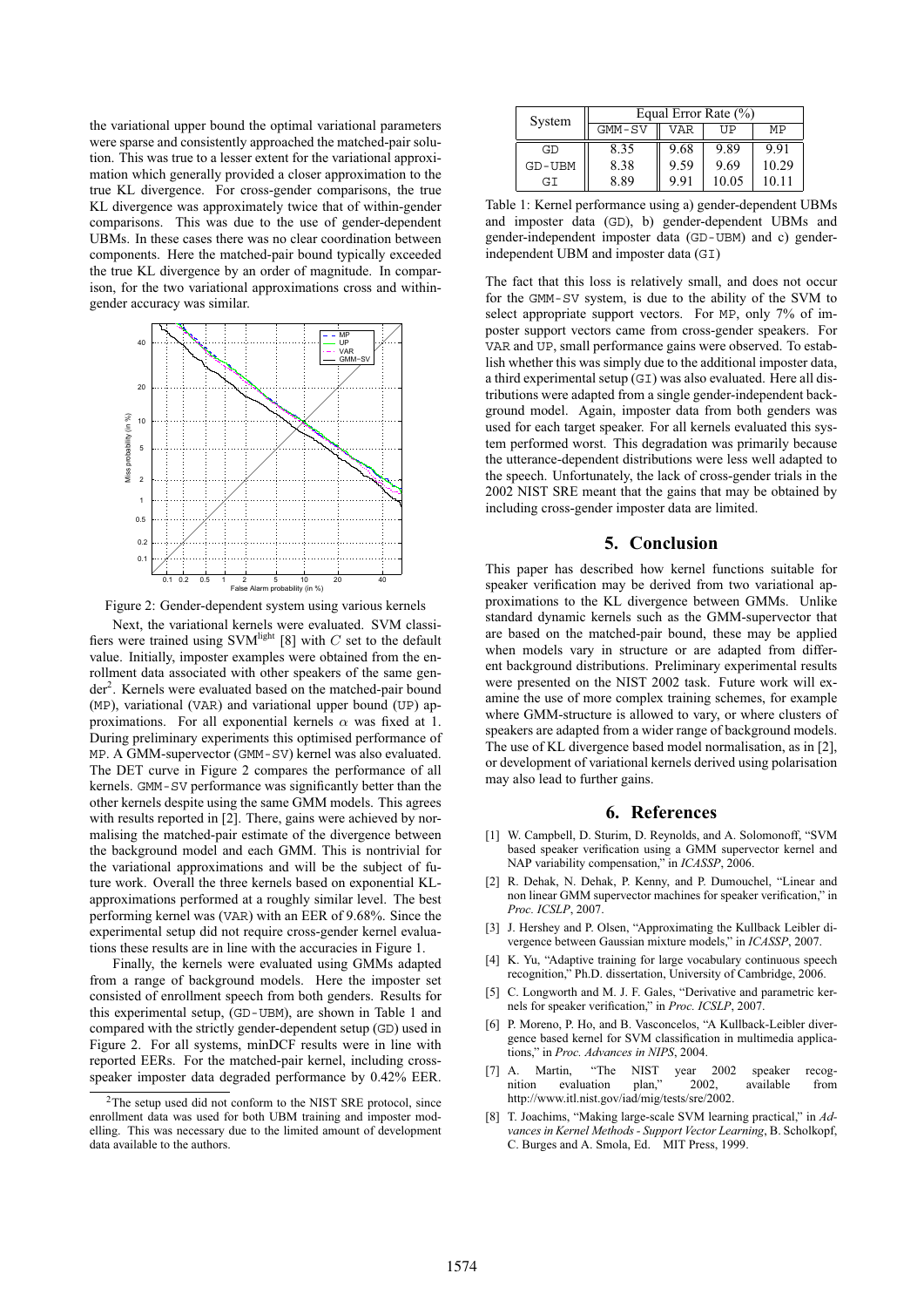the variational upper bound the optimal variational parameters were sparse and consistently approached the matched-pair solution. This was true to a lesser extent for the variational approximation which generally provided a closer approximation to the true KL divergence. For cross-gender comparisons, the true KL divergence was approximately twice that of within-gender comparisons. This was due to the use of gender-dependent UBMs. In these cases there was no clear coordination between components. Here the matched-pair bound typically exceeded the true KL divergence by an order of magnitude. In comparison, for the two variational approximations cross and within-gender accuracy was similar.

MP
UP
VAR
GMM−SV

40
20
10
5
2
1
0.5
0.2
0.1

Miss probability (in %)

0.1 0.2 0.5 1 2 5 10 20 40

False Alarm probability (in %)

Figure 2: Gender-dependent system using various kernels

Next, the variational kernels were evaluated. SVM classifiers were trained using SVM$^{\text{light}}$ [8] with $C$ set to the default value. Initially, imposter examples were obtained from the enrollment data associated with other speakers of the same gender[2]. Kernels were evaluated based on the matched-pair bound (MP), variational (VAR) and variational upper bound (UP) approximations. For all exponential kernels $\alpha$ was fixed at 1. During preliminary experiments this optimised performance of MP. A GMM-supervector (GMM-SV) kernel was also evaluated. The DET curve in Figure 2 compares the performance of all kernels. GMM-SV performance was significantly better than the other kernels despite using the same GMM models. This agrees with results reported in [2]. There, gains were achieved by normalising the matched-pair estimate of the divergence between the background model and each GMM. This is nontrivial for the variational approximations and will be the subject of future work. Overall the three kernels based on exponential KL-approximations performed at a roughly similar level. The best performing kernel was (VAR) with an EER of 9.68%. Since the experimental setup did not require cross-gender kernel evaluations these results are in line with the accuracies in Figure 1.

Finally, the kernels were evaluated using GMMs adapted from a range of background models. Here the imposter set consisted of enrollment speech from both genders. Results for this experimental setup, (GD-UBM), are shown in Table 1 and compared with the strictly gender-dependent setup (GD) used in Figure 2. For all systems, minDCF results were in line with reported EERs. For the matched-pair kernel, including cross-speaker imposter data degraded performance by 0.42% EER.

[2]The setup used did not conform to the NIST SRE protocol, since enrollment data was used for both UBM training and imposter modelling. This was necessary due to the limited amount of development data available to the authors.

| System | Equal Error Rate (%) | | | |
|---|---|---|---|---|
| | GMM-SV | VAR | UP | MP |
| GD | 8.35 | 9.68 | 9.89 | 9.91 |
| GD-UBM | 8.38 | 9.59 | 9.69 | 10.29 |
| GI | 8.89 | 9.91 | 10.05 | 10.11 |

Table 1: Kernel performance using a) gender-dependent UBMs and imposter data (GD), b) gender-dependent UBMs and gender-independent imposter data (GD-UBM) and c) gender-independent UBM and imposter data (GI)

The fact that this loss is relatively small, and does not occur for the GMM-SV system, is due to the ability of the SVM to select appropriate support vectors. For MP, only 7% of imposter support vectors came from cross-gender speakers. For VAR and UP, small performance gains were observed. To establish whether this was simply due to the additional imposter data, a third experimental setup (GI) was also evaluated. Here all distributions were adapted from a single gender-independent background model. Again, imposter data from both genders was used for each target speaker. For all kernels evaluated this system performed worst. This degradation was primarily because the utterance-dependent distributions were less well adapted to the speech. Unfortunately, the lack of cross-gender trials in the 2002 NIST SRE meant that the gains that may be obtained by including cross-gender imposter data are limited.

## 5. Conclusion

This paper has described how kernel functions suitable for speaker verification may be derived from two variational approximations to the KL divergence between GMMs. Unlike standard dynamic kernels such as the GMM-supervector that are based on the matched-pair bound, these may be applied when models vary in structure or are adapted from different background distributions. Preliminary experimental results were presented on the NIST 2002 task. Future work will examine the use of more complex training schemes, for example where GMM-structure is allowed to vary, or where clusters of speakers are adapted from a wider range of background models. The use of KL divergence based model normalisation, as in [2], or development of variational kernels derived using polarisation may also lead to further gains.

## 6. References

[1] W. Campbell, D. Sturim, D. Reynolds, and A. Solomonoff, "SVM based speaker verification using a GMM supervector kernel and NAP variability compensation," in *ICASSP*, 2006.

[2] R. Dehak, N. Dehak, P. Kenny, and P. Dumouchel, "Linear and non linear GMM supervector machines for speaker verification," in *Proc. ICSLP*, 2007.

[3] J. Hershey and P. Olsen, "Approximating the Kullback Leibler divergence between Gaussian mixture models," in *ICASSP*, 2007.

[4] K. Yu, "Adaptive training for large vocabulary continuous speech recognition," Ph.D. dissertation, University of Cambridge, 2006.

[5] C. Longworth and M. J. F. Gales, "Derivative and parametric kernels for speaker verification," in *Proc. ICSLP*, 2007.

[6] P. Moreno, P. Ho, and B. Vasconcelos, "A Kullback-Leibler divergence based kernel for SVM classification in multimedia applications," in *Proc. Advances in NIPS*, 2004.

[7] A. Martin, "The NIST year 2002 speaker recognition evaluation plan," 2002, available from http://www.itl.nist.gov/iad/mig/tests/sre/2002.

[8] T. Joachims, "Making large-scale SVM learning practical," in *Advances in Kernel Methods - Support Vector Learning*, B. Scholkopf, C. Burges and A. Smola, Ed. MIT Press, 1999.